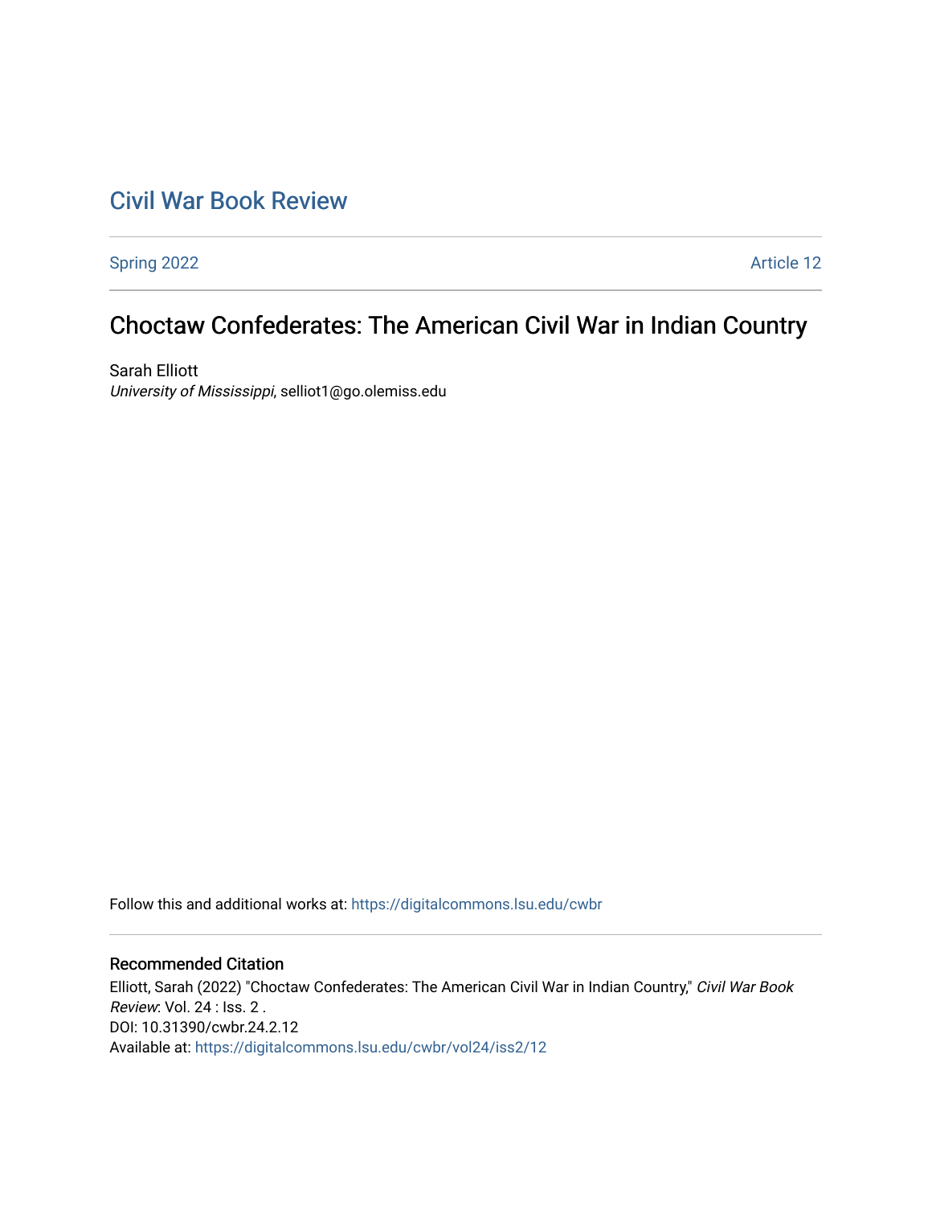# Civil War Book Review

Spring 2022 | Article 12

## Choctaw Confederates: The American Civil War in Indian Country

Sarah Elliott
*University of Mississippi*, selliot1@go.olemiss.edu

Follow this and additional works at: https://digitalcommons.lsu.edu/cwbr

### Recommended Citation

Elliott, Sarah (2022) "Choctaw Confederates: The American Civil War in Indian Country," *Civil War Book Review*: Vol. 24 : Iss. 2 .
DOI: 10.31390/cwbr.24.2.12
Available at: https://digitalcommons.lsu.edu/cwbr/vol24/iss2/12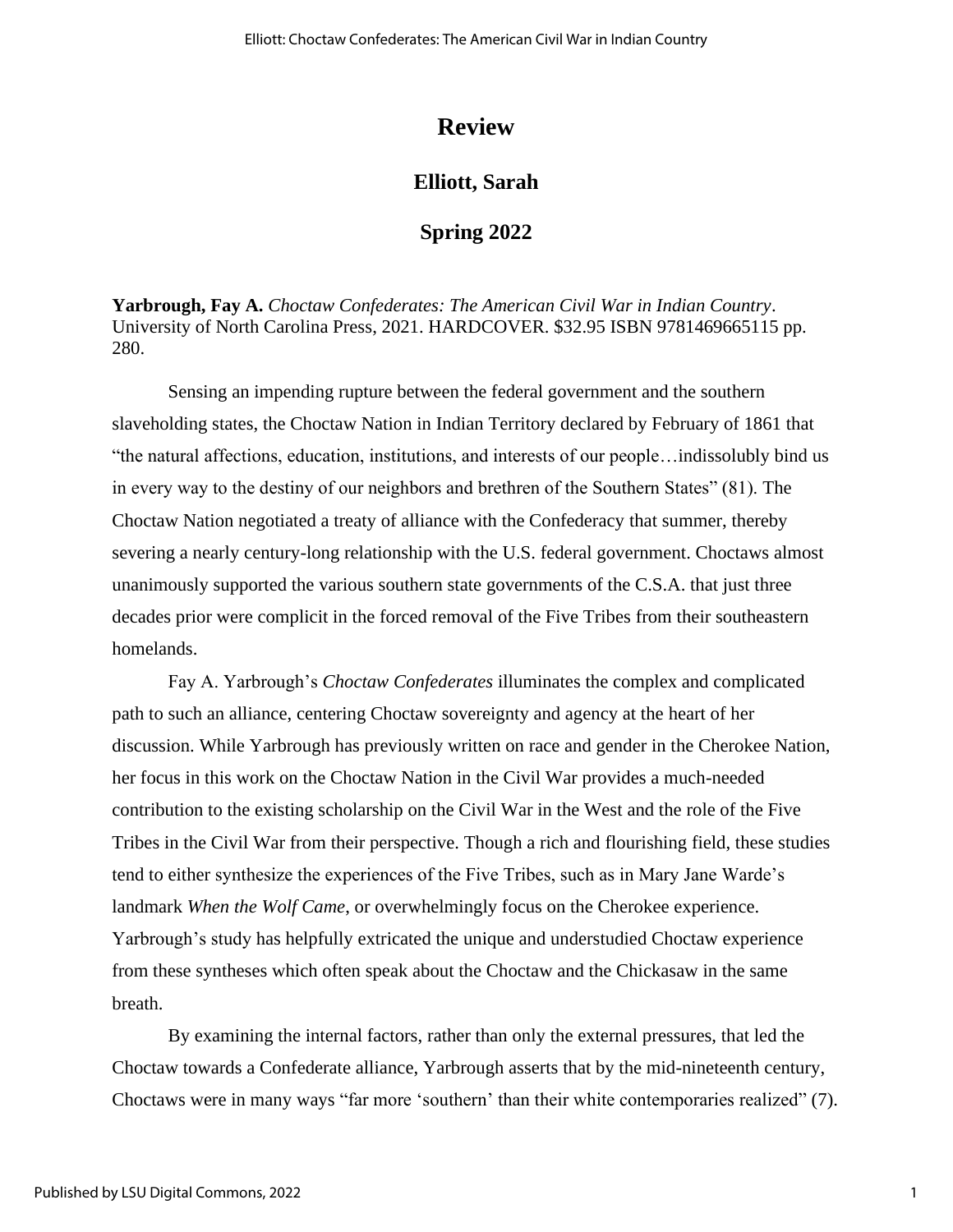# Review

## Elliott, Sarah

## Spring 2022

**Yarbrough, Fay A.** *Choctaw Confederates: The American Civil War in Indian Country*. University of North Carolina Press, 2021. HARDCOVER. $32.95 ISBN 9781469665115 pp. 280.

Sensing an impending rupture between the federal government and the southern slaveholding states, the Choctaw Nation in Indian Territory declared by February of 1861 that "the natural affections, education, institutions, and interests of our people…indissolubly bind us in every way to the destiny of our neighbors and brethren of the Southern States" (81). The Choctaw Nation negotiated a treaty of alliance with the Confederacy that summer, thereby severing a nearly century-long relationship with the U.S. federal government. Choctaws almost unanimously supported the various southern state governments of the C.S.A. that just three decades prior were complicit in the forced removal of the Five Tribes from their southeastern homelands.

Fay A. Yarbrough's *Choctaw Confederates* illuminates the complex and complicated path to such an alliance, centering Choctaw sovereignty and agency at the heart of her discussion. While Yarbrough has previously written on race and gender in the Cherokee Nation, her focus in this work on the Choctaw Nation in the Civil War provides a much-needed contribution to the existing scholarship on the Civil War in the West and the role of the Five Tribes in the Civil War from their perspective. Though a rich and flourishing field, these studies tend to either synthesize the experiences of the Five Tribes, such as in Mary Jane Warde's landmark *When the Wolf Came*, or overwhelmingly focus on the Cherokee experience. Yarbrough's study has helpfully extricated the unique and understudied Choctaw experience from these syntheses which often speak about the Choctaw and the Chickasaw in the same breath.

By examining the internal factors, rather than only the external pressures, that led the Choctaw towards a Confederate alliance, Yarbrough asserts that by the mid-nineteenth century, Choctaws were in many ways "far more 'southern' than their white contemporaries realized" (7).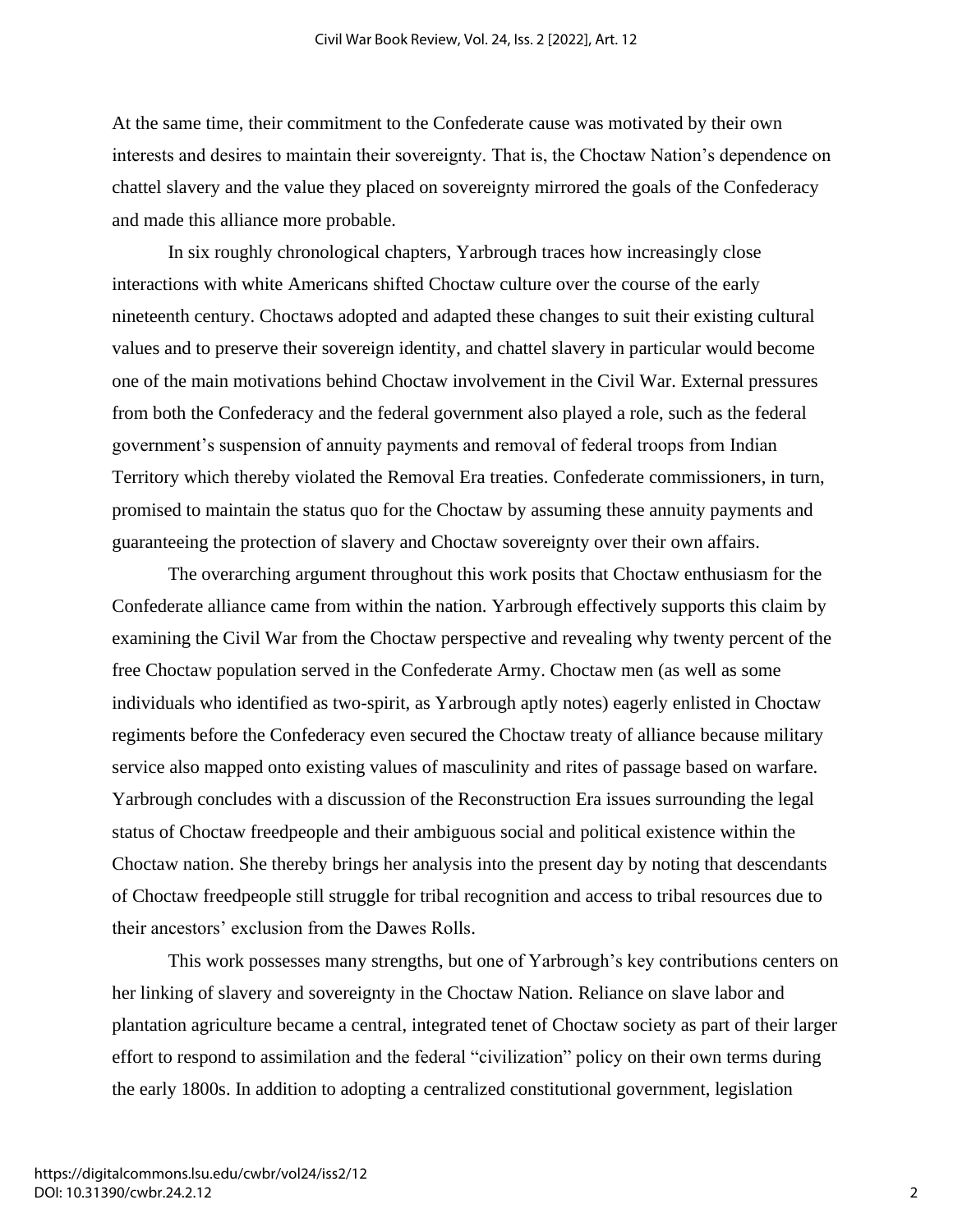At the same time, their commitment to the Confederate cause was motivated by their own interests and desires to maintain their sovereignty. That is, the Choctaw Nation's dependence on chattel slavery and the value they placed on sovereignty mirrored the goals of the Confederacy and made this alliance more probable.

In six roughly chronological chapters, Yarbrough traces how increasingly close interactions with white Americans shifted Choctaw culture over the course of the early nineteenth century. Choctaws adopted and adapted these changes to suit their existing cultural values and to preserve their sovereign identity, and chattel slavery in particular would become one of the main motivations behind Choctaw involvement in the Civil War. External pressures from both the Confederacy and the federal government also played a role, such as the federal government's suspension of annuity payments and removal of federal troops from Indian Territory which thereby violated the Removal Era treaties. Confederate commissioners, in turn, promised to maintain the status quo for the Choctaw by assuming these annuity payments and guaranteeing the protection of slavery and Choctaw sovereignty over their own affairs.

The overarching argument throughout this work posits that Choctaw enthusiasm for the Confederate alliance came from within the nation. Yarbrough effectively supports this claim by examining the Civil War from the Choctaw perspective and revealing why twenty percent of the free Choctaw population served in the Confederate Army. Choctaw men (as well as some individuals who identified as two-spirit, as Yarbrough aptly notes) eagerly enlisted in Choctaw regiments before the Confederacy even secured the Choctaw treaty of alliance because military service also mapped onto existing values of masculinity and rites of passage based on warfare. Yarbrough concludes with a discussion of the Reconstruction Era issues surrounding the legal status of Choctaw freedpeople and their ambiguous social and political existence within the Choctaw nation. She thereby brings her analysis into the present day by noting that descendants of Choctaw freedpeople still struggle for tribal recognition and access to tribal resources due to their ancestors' exclusion from the Dawes Rolls.

This work possesses many strengths, but one of Yarbrough's key contributions centers on her linking of slavery and sovereignty in the Choctaw Nation. Reliance on slave labor and plantation agriculture became a central, integrated tenet of Choctaw society as part of their larger effort to respond to assimilation and the federal "civilization" policy on their own terms during the early 1800s. In addition to adopting a centralized constitutional government, legislation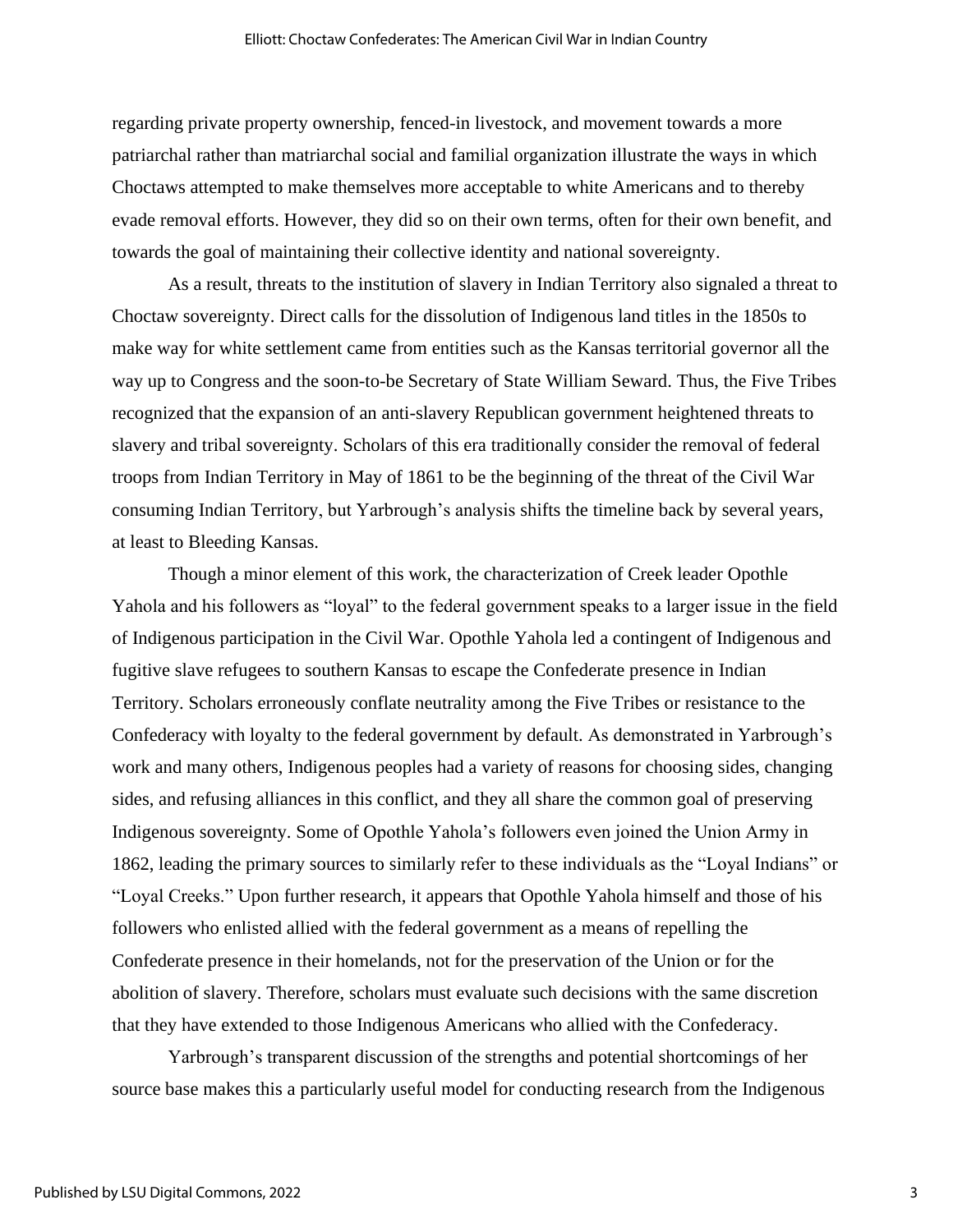regarding private property ownership, fenced-in livestock, and movement towards a more patriarchal rather than matriarchal social and familial organization illustrate the ways in which Choctaws attempted to make themselves more acceptable to white Americans and to thereby evade removal efforts. However, they did so on their own terms, often for their own benefit, and towards the goal of maintaining their collective identity and national sovereignty.

As a result, threats to the institution of slavery in Indian Territory also signaled a threat to Choctaw sovereignty. Direct calls for the dissolution of Indigenous land titles in the 1850s to make way for white settlement came from entities such as the Kansas territorial governor all the way up to Congress and the soon-to-be Secretary of State William Seward. Thus, the Five Tribes recognized that the expansion of an anti-slavery Republican government heightened threats to slavery and tribal sovereignty. Scholars of this era traditionally consider the removal of federal troops from Indian Territory in May of 1861 to be the beginning of the threat of the Civil War consuming Indian Territory, but Yarbrough's analysis shifts the timeline back by several years, at least to Bleeding Kansas.

Though a minor element of this work, the characterization of Creek leader Opothle Yahola and his followers as "loyal" to the federal government speaks to a larger issue in the field of Indigenous participation in the Civil War. Opothle Yahola led a contingent of Indigenous and fugitive slave refugees to southern Kansas to escape the Confederate presence in Indian Territory. Scholars erroneously conflate neutrality among the Five Tribes or resistance to the Confederacy with loyalty to the federal government by default. As demonstrated in Yarbrough's work and many others, Indigenous peoples had a variety of reasons for choosing sides, changing sides, and refusing alliances in this conflict, and they all share the common goal of preserving Indigenous sovereignty. Some of Opothle Yahola's followers even joined the Union Army in 1862, leading the primary sources to similarly refer to these individuals as the "Loyal Indians" or "Loyal Creeks." Upon further research, it appears that Opothle Yahola himself and those of his followers who enlisted allied with the federal government as a means of repelling the Confederate presence in their homelands, not for the preservation of the Union or for the abolition of slavery. Therefore, scholars must evaluate such decisions with the same discretion that they have extended to those Indigenous Americans who allied with the Confederacy.

Yarbrough's transparent discussion of the strengths and potential shortcomings of her source base makes this a particularly useful model for conducting research from the Indigenous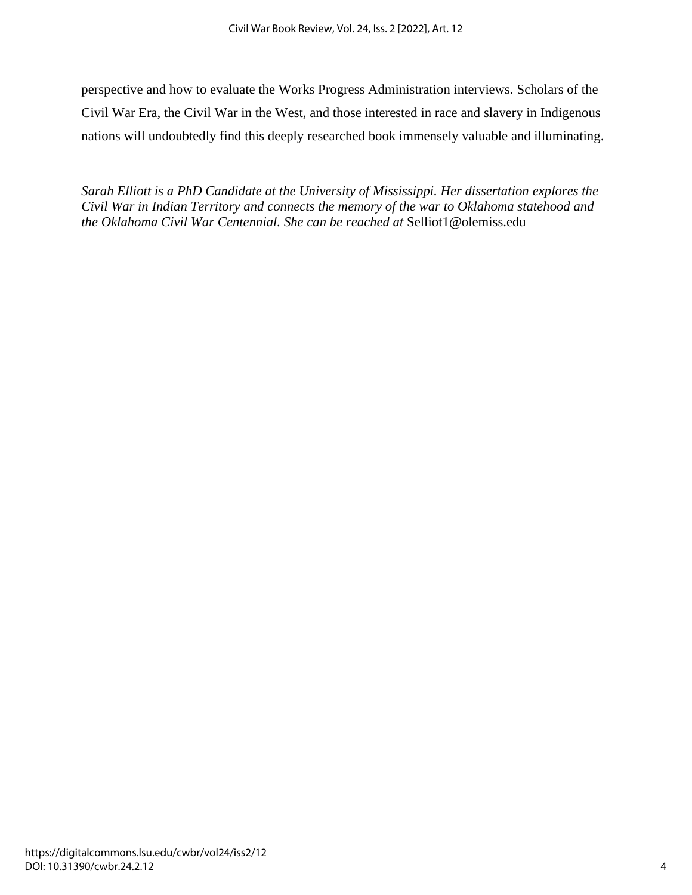perspective and how to evaluate the Works Progress Administration interviews. Scholars of the Civil War Era, the Civil War in the West, and those interested in race and slavery in Indigenous nations will undoubtedly find this deeply researched book immensely valuable and illuminating.

*Sarah Elliott is a PhD Candidate at the University of Mississippi. Her dissertation explores the Civil War in Indian Territory and connects the memory of the war to Oklahoma statehood and the Oklahoma Civil War Centennial. She can be reached at* Selliot1@olemiss.edu